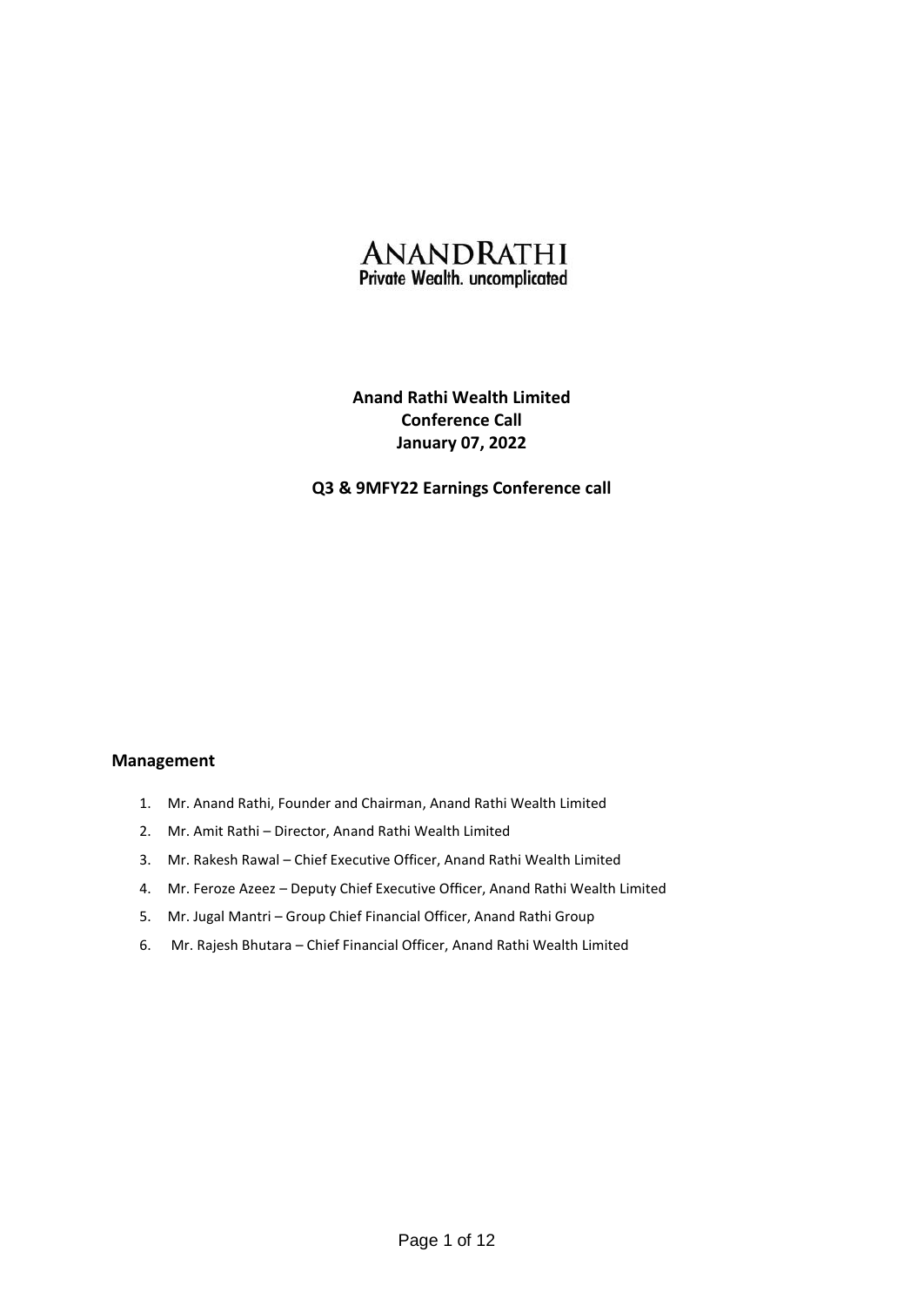**ANANDRATHI**
**Private Wealth. uncomplicated**

# Anand Rathi Wealth Limited
# Conference Call
# January 07, 2022

## Q3 & 9MFY22 Earnings Conference call

### Management

1. Mr. Anand Rathi, Founder and Chairman, Anand Rathi Wealth Limited
2. Mr. Amit Rathi – Director, Anand Rathi Wealth Limited
3. Mr. Rakesh Rawal – Chief Executive Officer, Anand Rathi Wealth Limited
4. Mr. Feroze Azeez – Deputy Chief Executive Officer, Anand Rathi Wealth Limited
5. Mr. Jugal Mantri – Group Chief Financial Officer, Anand Rathi Group
6. Mr. Rajesh Bhutara – Chief Financial Officer, Anand Rathi Wealth Limited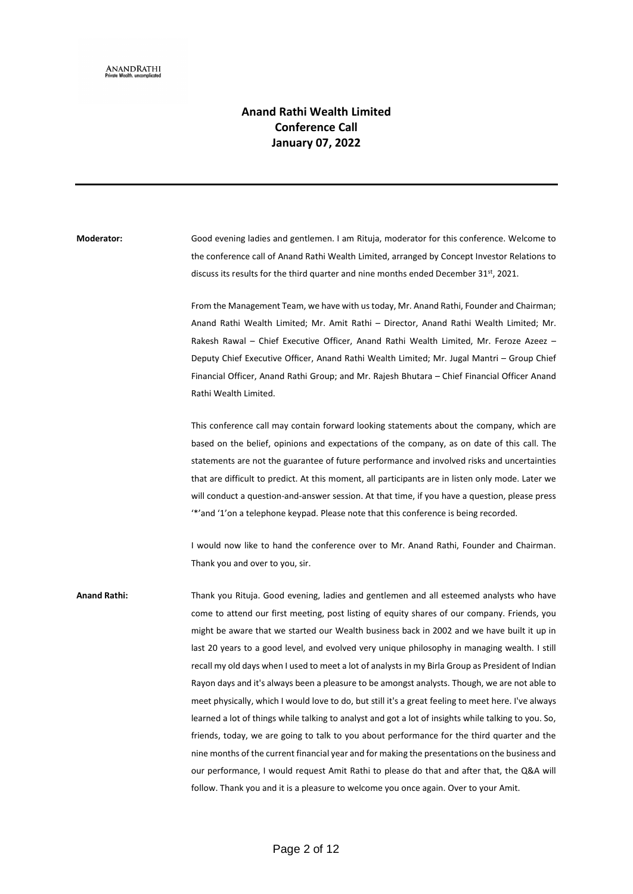# Anand Rathi Wealth Limited
# Conference Call
# January 07, 2022

---

**Moderator:** Good evening ladies and gentlemen. I am Rituja, moderator for this conference. Welcome to the conference call of Anand Rathi Wealth Limited, arranged by Concept Investor Relations to discuss its results for the third quarter and nine months ended December 31st, 2021.

From the Management Team, we have with us today, Mr. Anand Rathi, Founder and Chairman; Anand Rathi Wealth Limited; Mr. Amit Rathi – Director, Anand Rathi Wealth Limited; Mr. Rakesh Rawal – Chief Executive Officer, Anand Rathi Wealth Limited, Mr. Feroze Azeez – Deputy Chief Executive Officer, Anand Rathi Wealth Limited; Mr. Jugal Mantri – Group Chief Financial Officer, Anand Rathi Group; and Mr. Rajesh Bhutara – Chief Financial Officer Anand Rathi Wealth Limited.

This conference call may contain forward looking statements about the company, which are based on the belief, opinions and expectations of the company, as on date of this call. The statements are not the guarantee of future performance and involved risks and uncertainties that are difficult to predict. At this moment, all participants are in listen only mode. Later we will conduct a question-and-answer session. At that time, if you have a question, please press '*'and '1'on a telephone keypad. Please note that this conference is being recorded.

I would now like to hand the conference over to Mr. Anand Rathi, Founder and Chairman. Thank you and over to you, sir.

**Anand Rathi:** Thank you Rituja. Good evening, ladies and gentlemen and all esteemed analysts who have come to attend our first meeting, post listing of equity shares of our company. Friends, you might be aware that we started our Wealth business back in 2002 and we have built it up in last 20 years to a good level, and evolved very unique philosophy in managing wealth. I still recall my old days when I used to meet a lot of analysts in my Birla Group as President of Indian Rayon days and it's always been a pleasure to be amongst analysts. Though, we are not able to meet physically, which I would love to do, but still it's a great feeling to meet here. I've always learned a lot of things while talking to analyst and got a lot of insights while talking to you. So, friends, today, we are going to talk to you about performance for the third quarter and the nine months of the current financial year and for making the presentations on the business and our performance, I would request Amit Rathi to please do that and after that, the Q&A will follow. Thank you and it is a pleasure to welcome you once again. Over to your Amit.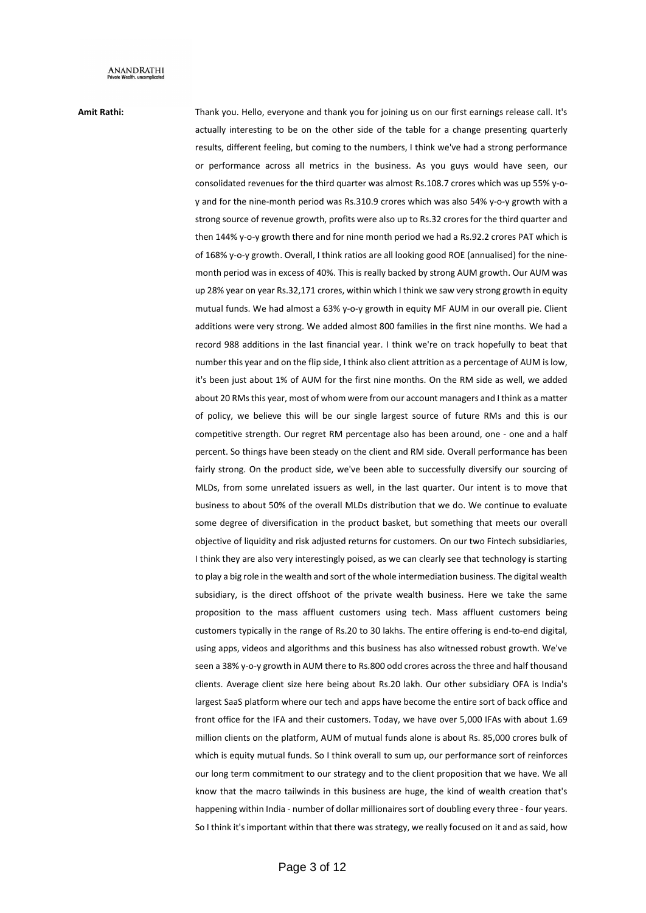**Amit Rathi:** Thank you. Hello, everyone and thank you for joining us on our first earnings release call. It's actually interesting to be on the other side of the table for a change presenting quarterly results, different feeling, but coming to the numbers, I think we've had a strong performance or performance across all metrics in the business. As you guys would have seen, our consolidated revenues for the third quarter was almost Rs.108.7 crores which was up 55% y-o-y and for the nine-month period was Rs.310.9 crores which was also 54% y-o-y growth with a strong source of revenue growth, profits were also up to Rs.32 crores for the third quarter and then 144% y-o-y growth there and for nine month period we had a Rs.92.2 crores PAT which is of 168% y-o-y growth. Overall, I think ratios are all looking good ROE (annualised) for the nine-month period was in excess of 40%. This is really backed by strong AUM growth. Our AUM was up 28% year on year Rs.32,171 crores, within which I think we saw very strong growth in equity mutual funds. We had almost a 63% y-o-y growth in equity MF AUM in our overall pie. Client additions were very strong. We added almost 800 families in the first nine months. We had a record 988 additions in the last financial year. I think we're on track hopefully to beat that number this year and on the flip side, I think also client attrition as a percentage of AUM is low, it's been just about 1% of AUM for the first nine months. On the RM side as well, we added about 20 RMs this year, most of whom were from our account managers and I think as a matter of policy, we believe this will be our single largest source of future RMs and this is our competitive strength. Our regret RM percentage also has been around, one - one and a half percent. So things have been steady on the client and RM side. Overall performance has been fairly strong. On the product side, we've been able to successfully diversify our sourcing of MLDs, from some unrelated issuers as well, in the last quarter. Our intent is to move that business to about 50% of the overall MLDs distribution that we do. We continue to evaluate some degree of diversification in the product basket, but something that meets our overall objective of liquidity and risk adjusted returns for customers. On our two Fintech subsidiaries, I think they are also very interestingly poised, as we can clearly see that technology is starting to play a big role in the wealth and sort of the whole intermediation business. The digital wealth subsidiary, is the direct offshoot of the private wealth business. Here we take the same proposition to the mass affluent customers using tech. Mass affluent customers being customers typically in the range of Rs.20 to 30 lakhs. The entire offering is end-to-end digital, using apps, videos and algorithms and this business has also witnessed robust growth. We've seen a 38% y-o-y growth in AUM there to Rs.800 odd crores across the three and half thousand clients. Average client size here being about Rs.20 lakh. Our other subsidiary OFA is India's largest SaaS platform where our tech and apps have become the entire sort of back office and front office for the IFA and their customers. Today, we have over 5,000 IFAs with about 1.69 million clients on the platform, AUM of mutual funds alone is about Rs. 85,000 crores bulk of which is equity mutual funds. So I think overall to sum up, our performance sort of reinforces our long term commitment to our strategy and to the client proposition that we have. We all know that the macro tailwinds in this business are huge, the kind of wealth creation that's happening within India - number of dollar millionaires sort of doubling every three - four years. So I think it's important within that there was strategy, we really focused on it and as said, how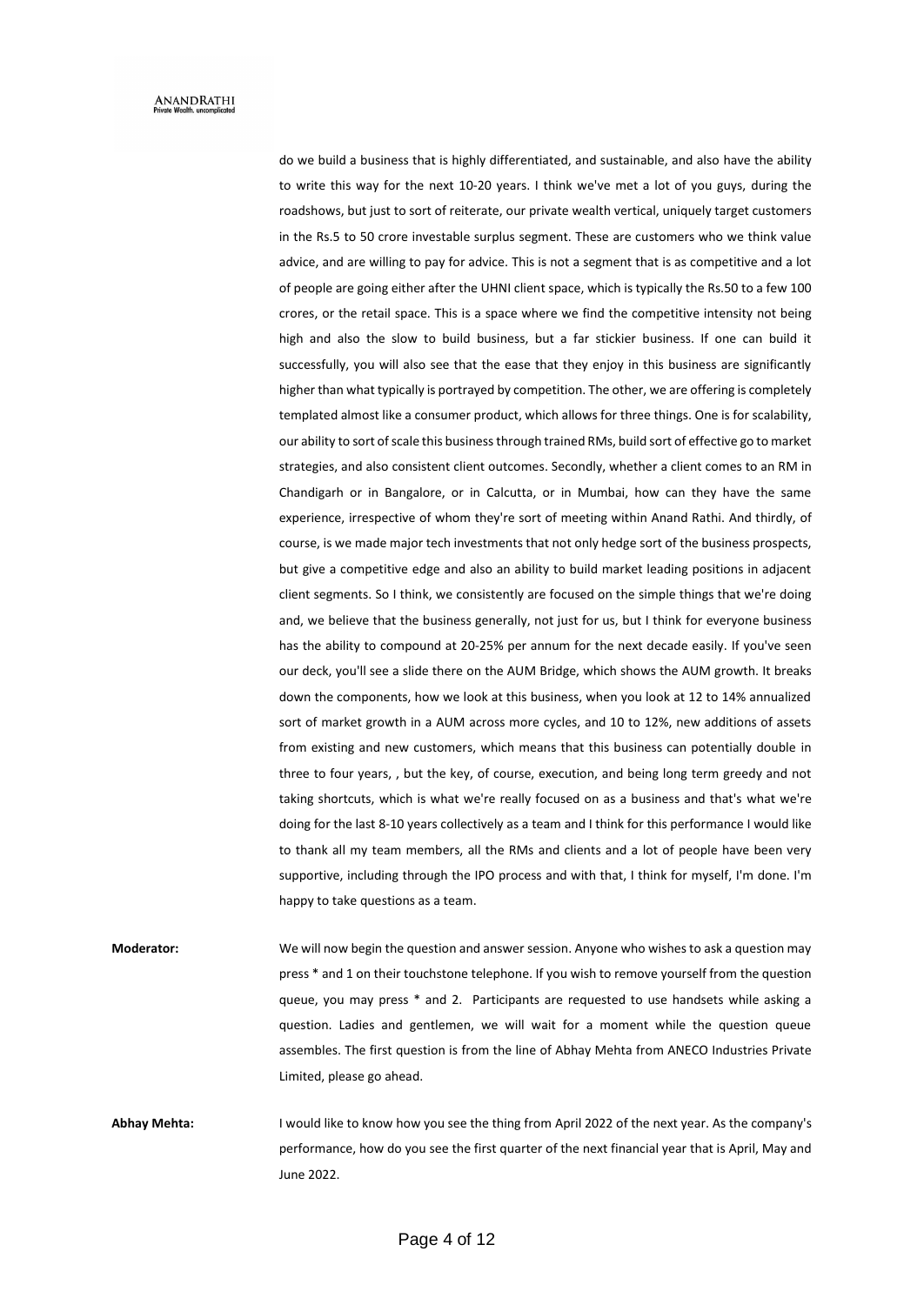do we build a business that is highly differentiated, and sustainable, and also have the ability to write this way for the next 10-20 years. I think we've met a lot of you guys, during the roadshows, but just to sort of reiterate, our private wealth vertical, uniquely target customers in the Rs.5 to 50 crore investable surplus segment. These are customers who we think value advice, and are willing to pay for advice. This is not a segment that is as competitive and a lot of people are going either after the UHNI client space, which is typically the Rs.50 to a few 100 crores, or the retail space. This is a space where we find the competitive intensity not being high and also the slow to build business, but a far stickier business. If one can build it successfully, you will also see that the ease that they enjoy in this business are significantly higher than what typically is portrayed by competition. The other, we are offering is completely templated almost like a consumer product, which allows for three things. One is for scalability, our ability to sort of scale this business through trained RMs, build sort of effective go to market strategies, and also consistent client outcomes. Secondly, whether a client comes to an RM in Chandigarh or in Bangalore, or in Calcutta, or in Mumbai, how can they have the same experience, irrespective of whom they're sort of meeting within Anand Rathi. And thirdly, of course, is we made major tech investments that not only hedge sort of the business prospects, but give a competitive edge and also an ability to build market leading positions in adjacent client segments. So I think, we consistently are focused on the simple things that we're doing and, we believe that the business generally, not just for us, but I think for everyone business has the ability to compound at 20-25% per annum for the next decade easily. If you've seen our deck, you'll see a slide there on the AUM Bridge, which shows the AUM growth. It breaks down the components, how we look at this business, when you look at 12 to 14% annualized sort of market growth in a AUM across more cycles, and 10 to 12%, new additions of assets from existing and new customers, which means that this business can potentially double in three to four years, , but the key, of course, execution, and being long term greedy and not taking shortcuts, which is what we're really focused on as a business and that's what we're doing for the last 8-10 years collectively as a team and I think for this performance I would like to thank all my team members, all the RMs and clients and a lot of people have been very supportive, including through the IPO process and with that, I think for myself, I'm done. I'm happy to take questions as a team.

**Moderator:** We will now begin the question and answer session. Anyone who wishes to ask a question may press * and 1 on their touchstone telephone. If you wish to remove yourself from the question queue, you may press * and 2. Participants are requested to use handsets while asking a question. Ladies and gentlemen, we will wait for a moment while the question queue assembles. The first question is from the line of Abhay Mehta from ANECO Industries Private Limited, please go ahead.

**Abhay Mehta:** I would like to know how you see the thing from April 2022 of the next year. As the company's performance, how do you see the first quarter of the next financial year that is April, May and June 2022.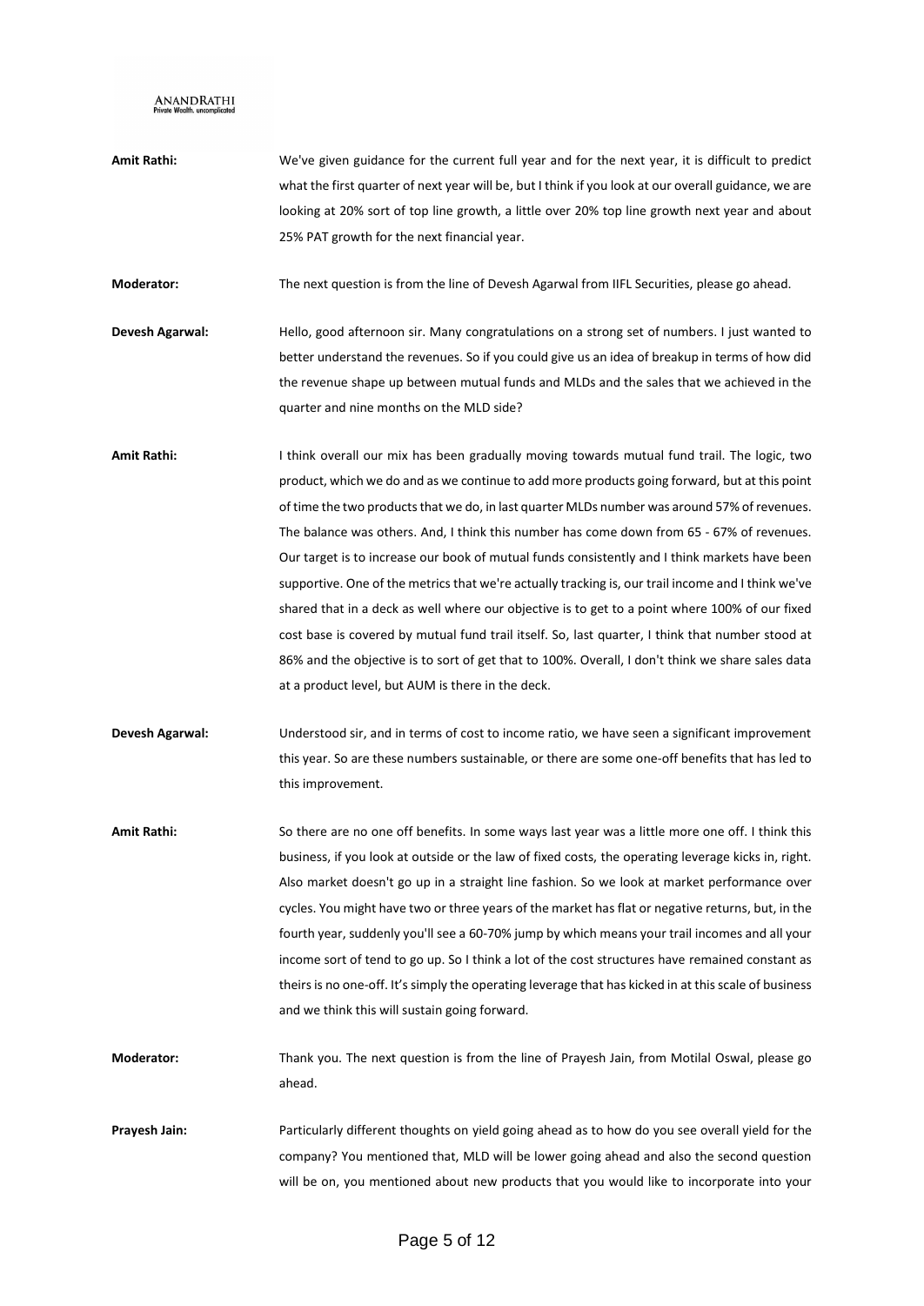**Amit Rathi:** We've given guidance for the current full year and for the next year, it is difficult to predict what the first quarter of next year will be, but I think if you look at our overall guidance, we are looking at 20% sort of top line growth, a little over 20% top line growth next year and about 25% PAT growth for the next financial year.

**Moderator:** The next question is from the line of Devesh Agarwal from IIFL Securities, please go ahead.

**Devesh Agarwal:** Hello, good afternoon sir. Many congratulations on a strong set of numbers. I just wanted to better understand the revenues. So if you could give us an idea of breakup in terms of how did the revenue shape up between mutual funds and MLDs and the sales that we achieved in the quarter and nine months on the MLD side?

**Amit Rathi:** I think overall our mix has been gradually moving towards mutual fund trail. The logic, two product, which we do and as we continue to add more products going forward, but at this point of time the two products that we do, in last quarter MLDs number was around 57% of revenues. The balance was others. And, I think this number has come down from 65 - 67% of revenues. Our target is to increase our book of mutual funds consistently and I think markets have been supportive. One of the metrics that we're actually tracking is, our trail income and I think we've shared that in a deck as well where our objective is to get to a point where 100% of our fixed cost base is covered by mutual fund trail itself. So, last quarter, I think that number stood at 86% and the objective is to sort of get that to 100%. Overall, I don't think we share sales data at a product level, but AUM is there in the deck.

**Devesh Agarwal:** Understood sir, and in terms of cost to income ratio, we have seen a significant improvement this year. So are these numbers sustainable, or there are some one-off benefits that has led to this improvement.

**Amit Rathi:** So there are no one off benefits. In some ways last year was a little more one off. I think this business, if you look at outside or the law of fixed costs, the operating leverage kicks in, right. Also market doesn't go up in a straight line fashion. So we look at market performance over cycles. You might have two or three years of the market has flat or negative returns, but, in the fourth year, suddenly you'll see a 60-70% jump by which means your trail incomes and all your income sort of tend to go up. So I think a lot of the cost structures have remained constant as theirs is no one-off. It's simply the operating leverage that has kicked in at this scale of business and we think this will sustain going forward.

**Moderator:** Thank you. The next question is from the line of Prayesh Jain, from Motilal Oswal, please go ahead.

**Prayesh Jain:** Particularly different thoughts on yield going ahead as to how do you see overall yield for the company? You mentioned that, MLD will be lower going ahead and also the second question will be on, you mentioned about new products that you would like to incorporate into your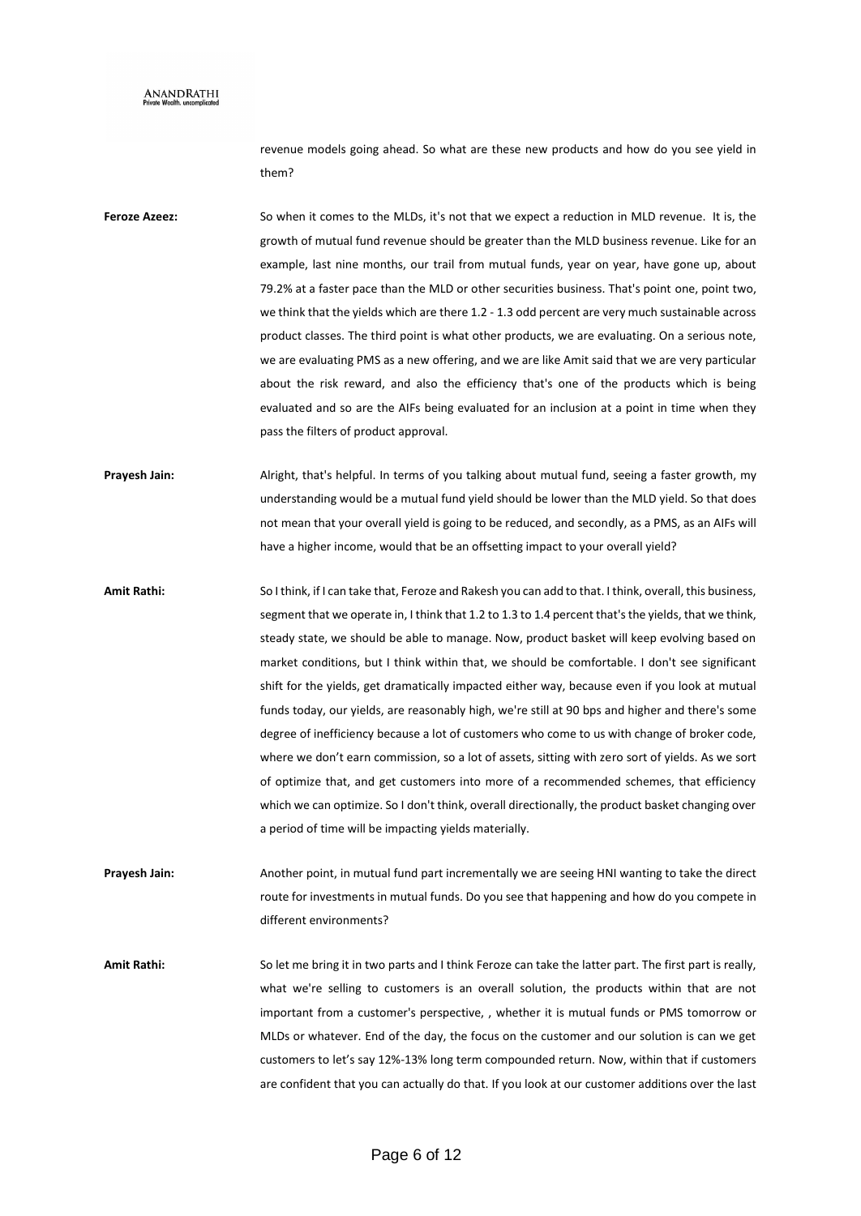revenue models going ahead. So what are these new products and how do you see yield in them?

**Feroze Azeez:** So when it comes to the MLDs, it's not that we expect a reduction in MLD revenue. It is, the growth of mutual fund revenue should be greater than the MLD business revenue. Like for an example, last nine months, our trail from mutual funds, year on year, have gone up, about 79.2% at a faster pace than the MLD or other securities business. That's point one, point two, we think that the yields which are there 1.2 - 1.3 odd percent are very much sustainable across product classes. The third point is what other products, we are evaluating. On a serious note, we are evaluating PMS as a new offering, and we are like Amit said that we are very particular about the risk reward, and also the efficiency that's one of the products which is being evaluated and so are the AIFs being evaluated for an inclusion at a point in time when they pass the filters of product approval.

**Prayesh Jain:** Alright, that's helpful. In terms of you talking about mutual fund, seeing a faster growth, my understanding would be a mutual fund yield should be lower than the MLD yield. So that does not mean that your overall yield is going to be reduced, and secondly, as a PMS, as an AIFs will have a higher income, would that be an offsetting impact to your overall yield?

**Amit Rathi:** So I think, if I can take that, Feroze and Rakesh you can add to that. I think, overall, this business, segment that we operate in, I think that 1.2 to 1.3 to 1.4 percent that's the yields, that we think, steady state, we should be able to manage. Now, product basket will keep evolving based on market conditions, but I think within that, we should be comfortable. I don't see significant shift for the yields, get dramatically impacted either way, because even if you look at mutual funds today, our yields, are reasonably high, we're still at 90 bps and higher and there's some degree of inefficiency because a lot of customers who come to us with change of broker code, where we don't earn commission, so a lot of assets, sitting with zero sort of yields. As we sort of optimize that, and get customers into more of a recommended schemes, that efficiency which we can optimize. So I don't think, overall directionally, the product basket changing over a period of time will be impacting yields materially.

**Prayesh Jain:** Another point, in mutual fund part incrementally we are seeing HNI wanting to take the direct route for investments in mutual funds. Do you see that happening and how do you compete in different environments?

**Amit Rathi:** So let me bring it in two parts and I think Feroze can take the latter part. The first part is really, what we're selling to customers is an overall solution, the products within that are not important from a customer's perspective, , whether it is mutual funds or PMS tomorrow or MLDs or whatever. End of the day, the focus on the customer and our solution is can we get customers to let's say 12%-13% long term compounded return. Now, within that if customers are confident that you can actually do that. If you look at our customer additions over the last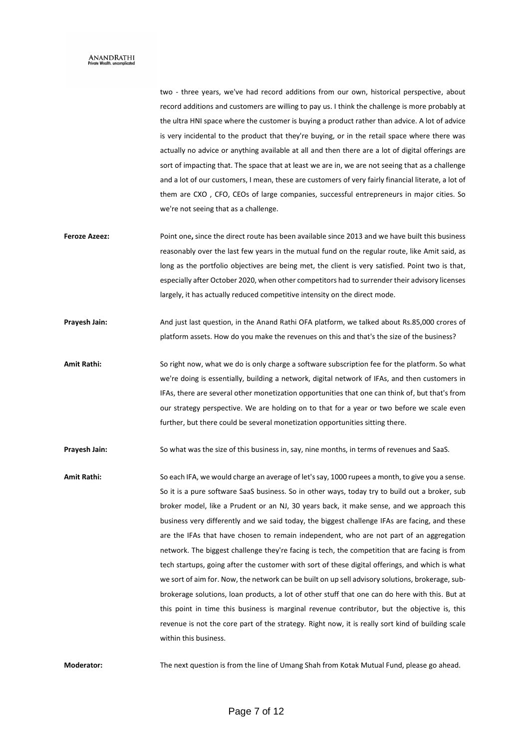two - three years, we've had record additions from our own, historical perspective, about record additions and customers are willing to pay us. I think the challenge is more probably at the ultra HNI space where the customer is buying a product rather than advice. A lot of advice is very incidental to the product that they're buying, or in the retail space where there was actually no advice or anything available at all and then there are a lot of digital offerings are sort of impacting that. The space that at least we are in, we are not seeing that as a challenge and a lot of our customers, I mean, these are customers of very fairly financial literate, a lot of them are CXO , CFO, CEOs of large companies, successful entrepreneurs in major cities. So we're not seeing that as a challenge.

**Feroze Azeez:** Point one**,** since the direct route has been available since 2013 and we have built this business reasonably over the last few years in the mutual fund on the regular route, like Amit said, as long as the portfolio objectives are being met, the client is very satisfied. Point two is that, especially after October 2020, when other competitors had to surrender their advisory licenses largely, it has actually reduced competitive intensity on the direct mode.

**Prayesh Jain:** And just last question, in the Anand Rathi OFA platform, we talked about Rs.85,000 crores of platform assets. How do you make the revenues on this and that's the size of the business?

**Amit Rathi:** So right now, what we do is only charge a software subscription fee for the platform. So what we're doing is essentially, building a network, digital network of IFAs, and then customers in IFAs, there are several other monetization opportunities that one can think of, but that's from our strategy perspective. We are holding on to that for a year or two before we scale even further, but there could be several monetization opportunities sitting there.

**Prayesh Jain:** So what was the size of this business in, say, nine months, in terms of revenues and SaaS.

**Amit Rathi:** So each IFA, we would charge an average of let's say, 1000 rupees a month, to give you a sense. So it is a pure software SaaS business. So in other ways, today try to build out a broker, sub broker model, like a Prudent or an NJ, 30 years back, it make sense, and we approach this business very differently and we said today, the biggest challenge IFAs are facing, and these are the IFAs that have chosen to remain independent, who are not part of an aggregation network. The biggest challenge they're facing is tech, the competition that are facing is from tech startups, going after the customer with sort of these digital offerings, and which is what we sort of aim for. Now, the network can be built on up sell advisory solutions, brokerage, sub-brokerage solutions, loan products, a lot of other stuff that one can do here with this. But at this point in time this business is marginal revenue contributor, but the objective is, this revenue is not the core part of the strategy. Right now, it is really sort kind of building scale within this business.

**Moderator:** The next question is from the line of Umang Shah from Kotak Mutual Fund, please go ahead.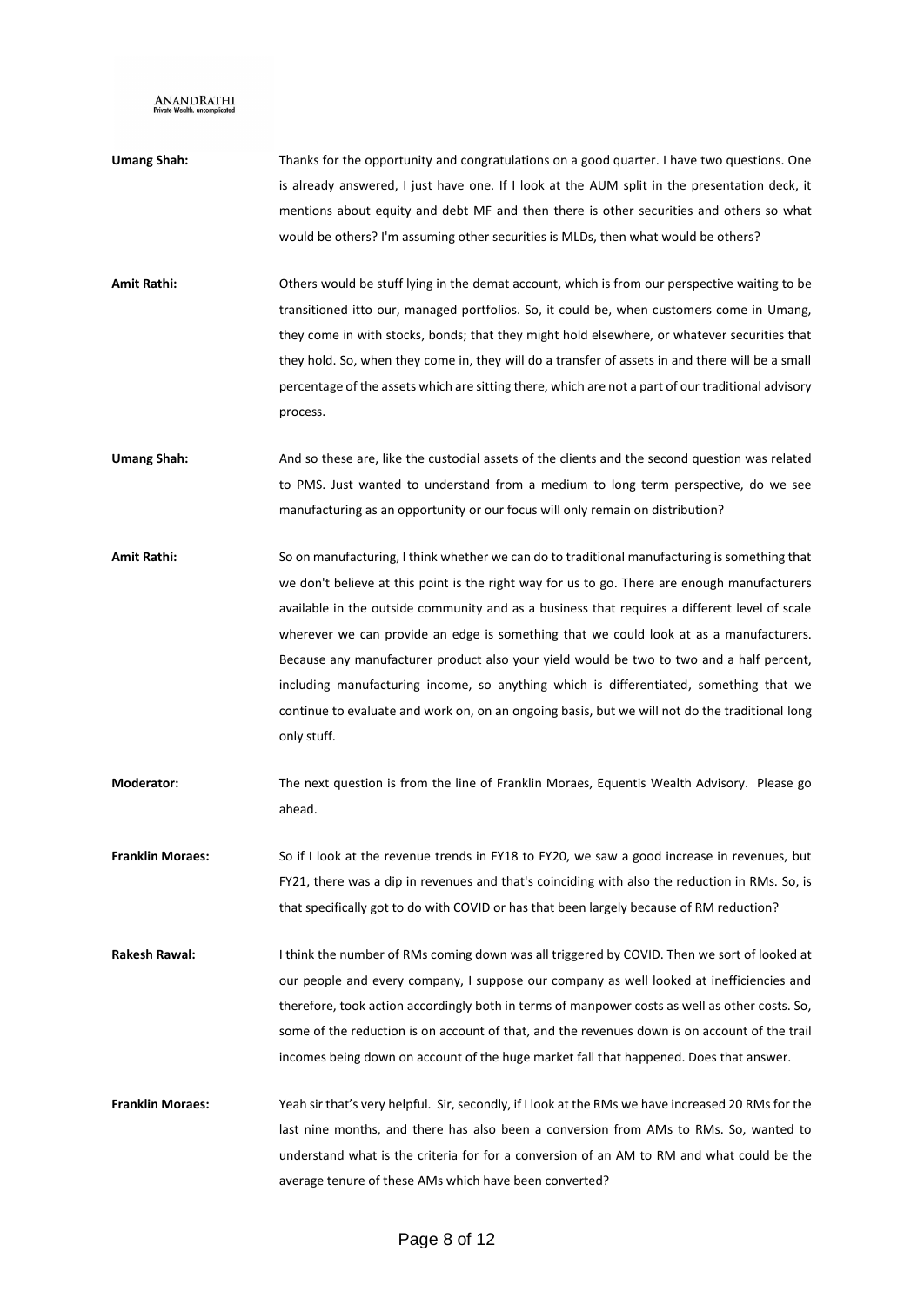**Umang Shah:** Thanks for the opportunity and congratulations on a good quarter. I have two questions. One is already answered, I just have one. If I look at the AUM split in the presentation deck, it mentions about equity and debt MF and then there is other securities and others so what would be others? I'm assuming other securities is MLDs, then what would be others?

**Amit Rathi:** Others would be stuff lying in the demat account, which is from our perspective waiting to be transitioned itto our, managed portfolios. So, it could be, when customers come in Umang, they come in with stocks, bonds; that they might hold elsewhere, or whatever securities that they hold. So, when they come in, they will do a transfer of assets in and there will be a small percentage of the assets which are sitting there, which are not a part of our traditional advisory process.

**Umang Shah:** And so these are, like the custodial assets of the clients and the second question was related to PMS. Just wanted to understand from a medium to long term perspective, do we see manufacturing as an opportunity or our focus will only remain on distribution?

**Amit Rathi:** So on manufacturing, I think whether we can do to traditional manufacturing is something that we don't believe at this point is the right way for us to go. There are enough manufacturers available in the outside community and as a business that requires a different level of scale wherever we can provide an edge is something that we could look at as a manufacturers. Because any manufacturer product also your yield would be two to two and a half percent, including manufacturing income, so anything which is differentiated, something that we continue to evaluate and work on, on an ongoing basis, but we will not do the traditional long only stuff.

**Moderator:** The next question is from the line of Franklin Moraes, Equentis Wealth Advisory. Please go ahead.

**Franklin Moraes:** So if I look at the revenue trends in FY18 to FY20, we saw a good increase in revenues, but FY21, there was a dip in revenues and that's coinciding with also the reduction in RMs. So, is that specifically got to do with COVID or has that been largely because of RM reduction?

**Rakesh Rawal:** I think the number of RMs coming down was all triggered by COVID. Then we sort of looked at our people and every company, I suppose our company as well looked at inefficiencies and therefore, took action accordingly both in terms of manpower costs as well as other costs. So, some of the reduction is on account of that, and the revenues down is on account of the trail incomes being down on account of the huge market fall that happened. Does that answer.

**Franklin Moraes:** Yeah sir that's very helpful. Sir, secondly, if I look at the RMs we have increased 20 RMs for the last nine months, and there has also been a conversion from AMs to RMs. So, wanted to understand what is the criteria for for a conversion of an AM to RM and what could be the average tenure of these AMs which have been converted?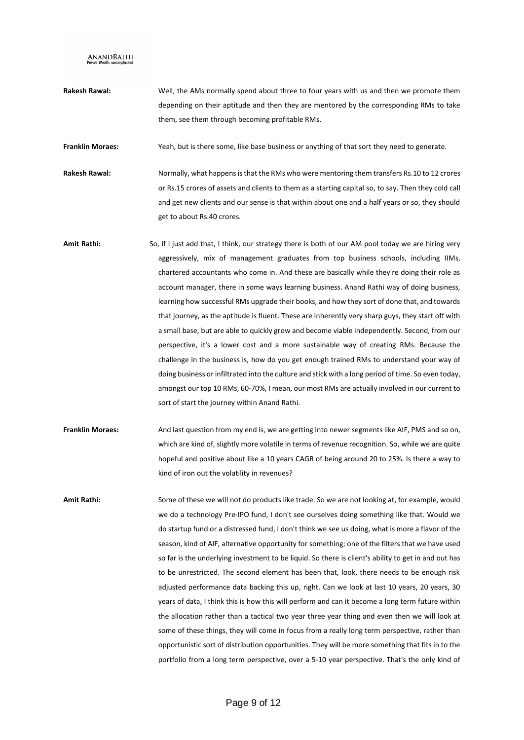**Rakesh Rawal:** Well, the AMs normally spend about three to four years with us and then we promote them depending on their aptitude and then they are mentored by the corresponding RMs to take them, see them through becoming profitable RMs.

**Franklin Moraes:** Yeah, but is there some, like base business or anything of that sort they need to generate.

**Rakesh Rawal:** Normally, what happens is that the RMs who were mentoring them transfers Rs.10 to 12 crores or Rs.15 crores of assets and clients to them as a starting capital so, to say. Then they cold call and get new clients and our sense is that within about one and a half years or so, they should get to about Rs.40 crores.

**Amit Rathi:** So, if I just add that, I think, our strategy there is both of our AM pool today we are hiring very aggressively, mix of management graduates from top business schools, including IIMs, chartered accountants who come in. And these are basically while they're doing their role as account manager, there in some ways learning business. Anand Rathi way of doing business, learning how successful RMs upgrade their books, and how they sort of done that, and towards that journey, as the aptitude is fluent. These are inherently very sharp guys, they start off with a small base, but are able to quickly grow and become viable independently. Second, from our perspective, it's a lower cost and a more sustainable way of creating RMs. Because the challenge in the business is, how do you get enough trained RMs to understand your way of doing business or infiltrated into the culture and stick with a long period of time. So even today, amongst our top 10 RMs, 60-70%, I mean, our most RMs are actually involved in our current to sort of start the journey within Anand Rathi.

**Franklin Moraes:** And last question from my end is, we are getting into newer segments like AIF, PMS and so on, which are kind of, slightly more volatile in terms of revenue recognition. So, while we are quite hopeful and positive about like a 10 years CAGR of being around 20 to 25%. Is there a way to kind of iron out the volatility in revenues?

**Amit Rathi:** Some of these we will not do products like trade. So we are not looking at, for example, would we do a technology Pre-IPO fund, I don't see ourselves doing something like that. Would we do startup fund or a distressed fund, I don't think we see us doing, what is more a flavor of the season, kind of AIF, alternative opportunity for something; one of the filters that we have used so far is the underlying investment to be liquid. So there is client's ability to get in and out has to be unrestricted. The second element has been that, look, there needs to be enough risk adjusted performance data backing this up, right. Can we look at last 10 years, 20 years, 30 years of data, I think this is how this will perform and can it become a long term future within the allocation rather than a tactical two year three year thing and even then we will look at some of these things, they will come in focus from a really long term perspective, rather than opportunistic sort of distribution opportunities. They will be more something that fits in to the portfolio from a long term perspective, over a 5-10 year perspective. That's the only kind of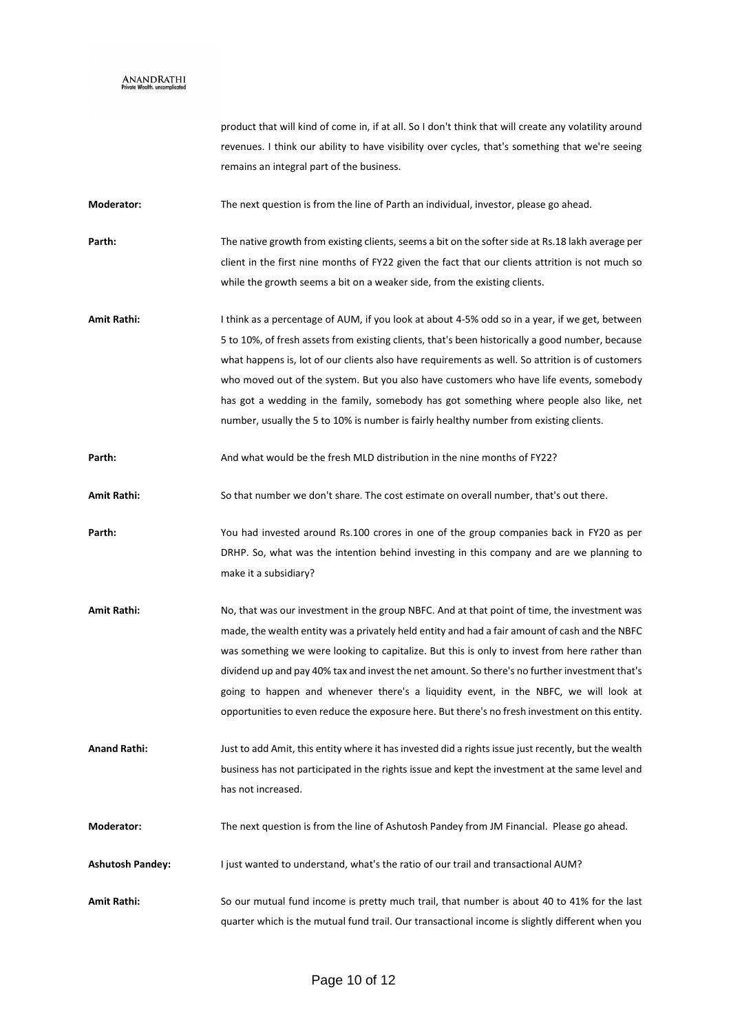product that will kind of come in, if at all. So I don't think that will create any volatility around revenues. I think our ability to have visibility over cycles, that's something that we're seeing remains an integral part of the business.

**Moderator:** The next question is from the line of Parth an individual, investor, please go ahead.

**Parth:** The native growth from existing clients, seems a bit on the softer side at Rs.18 lakh average per client in the first nine months of FY22 given the fact that our clients attrition is not much so while the growth seems a bit on a weaker side, from the existing clients.

**Amit Rathi:** I think as a percentage of AUM, if you look at about 4-5% odd so in a year, if we get, between 5 to 10%, of fresh assets from existing clients, that's been historically a good number, because what happens is, lot of our clients also have requirements as well. So attrition is of customers who moved out of the system. But you also have customers who have life events, somebody has got a wedding in the family, somebody has got something where people also like, net number, usually the 5 to 10% is number is fairly healthy number from existing clients.

**Parth:** And what would be the fresh MLD distribution in the nine months of FY22?

**Amit Rathi:** So that number we don't share. The cost estimate on overall number, that's out there.

**Parth:** You had invested around Rs.100 crores in one of the group companies back in FY20 as per DRHP. So, what was the intention behind investing in this company and are we planning to make it a subsidiary?

**Amit Rathi:** No, that was our investment in the group NBFC. And at that point of time, the investment was made, the wealth entity was a privately held entity and had a fair amount of cash and the NBFC was something we were looking to capitalize. But this is only to invest from here rather than dividend up and pay 40% tax and invest the net amount. So there's no further investment that's going to happen and whenever there's a liquidity event, in the NBFC, we will look at opportunities to even reduce the exposure here. But there's no fresh investment on this entity.

**Anand Rathi:** Just to add Amit, this entity where it has invested did a rights issue just recently, but the wealth business has not participated in the rights issue and kept the investment at the same level and has not increased.

**Moderator:** The next question is from the line of Ashutosh Pandey from JM Financial. Please go ahead.

**Ashutosh Pandey:** I just wanted to understand, what's the ratio of our trail and transactional AUM?

**Amit Rathi:** So our mutual fund income is pretty much trail, that number is about 40 to 41% for the last quarter which is the mutual fund trail. Our transactional income is slightly different when you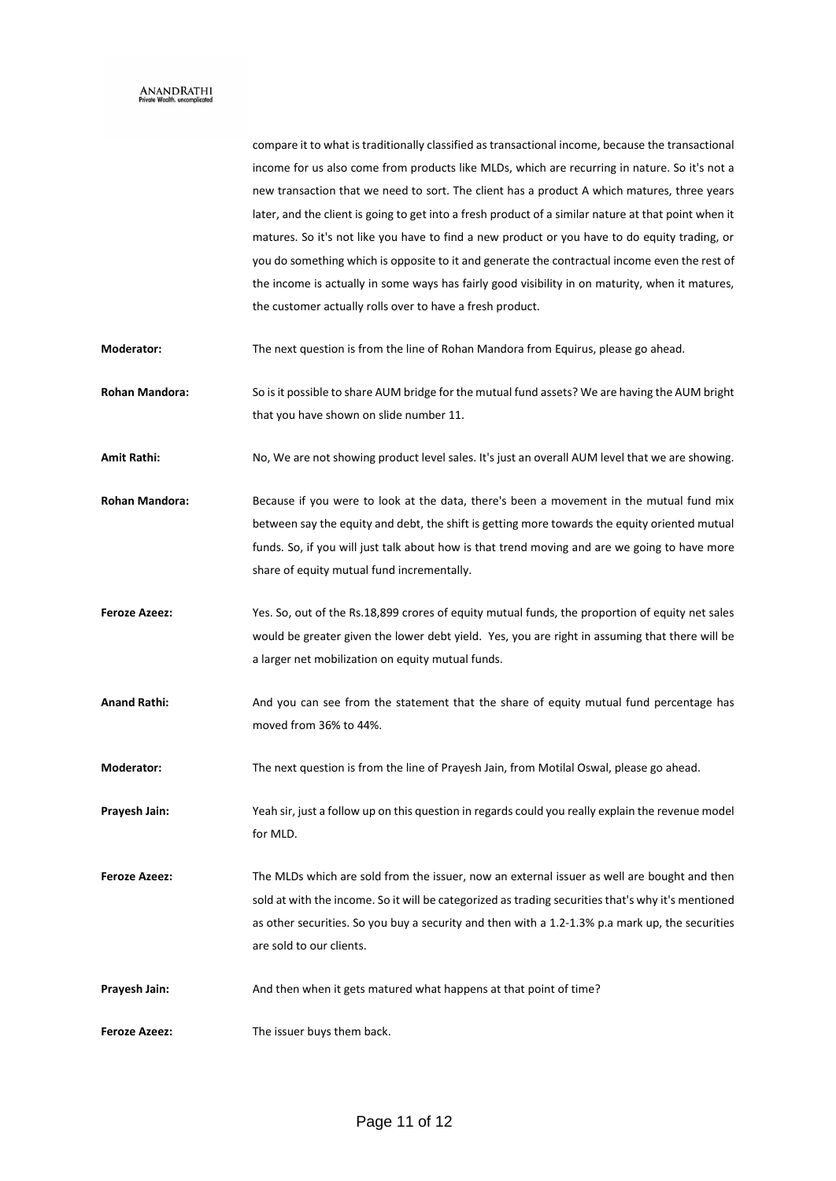compare it to what is traditionally classified as transactional income, because the transactional income for us also come from products like MLDs, which are recurring in nature. So it's not a new transaction that we need to sort. The client has a product A which matures, three years later, and the client is going to get into a fresh product of a similar nature at that point when it matures. So it's not like you have to find a new product or you have to do equity trading, or you do something which is opposite to it and generate the contractual income even the rest of the income is actually in some ways has fairly good visibility in on maturity, when it matures, the customer actually rolls over to have a fresh product.

**Moderator:** The next question is from the line of Rohan Mandora from Equirus, please go ahead.

**Rohan Mandora:** So is it possible to share AUM bridge for the mutual fund assets? We are having the AUM bright that you have shown on slide number 11.

**Amit Rathi:** No, We are not showing product level sales. It's just an overall AUM level that we are showing.

**Rohan Mandora:** Because if you were to look at the data, there's been a movement in the mutual fund mix between say the equity and debt, the shift is getting more towards the equity oriented mutual funds. So, if you will just talk about how is that trend moving and are we going to have more share of equity mutual fund incrementally.

**Feroze Azeez:** Yes. So, out of the Rs.18,899 crores of equity mutual funds, the proportion of equity net sales would be greater given the lower debt yield. Yes, you are right in assuming that there will be a larger net mobilization on equity mutual funds.

**Anand Rathi:** And you can see from the statement that the share of equity mutual fund percentage has moved from 36% to 44%.

**Moderator:** The next question is from the line of Prayesh Jain, from Motilal Oswal, please go ahead.

**Prayesh Jain:** Yeah sir, just a follow up on this question in regards could you really explain the revenue model for MLD.

**Feroze Azeez:** The MLDs which are sold from the issuer, now an external issuer as well are bought and then sold at with the income. So it will be categorized as trading securities that's why it's mentioned as other securities. So you buy a security and then with a 1.2-1.3% p.a mark up, the securities are sold to our clients.

**Prayesh Jain:** And then when it gets matured what happens at that point of time?

**Feroze Azeez:** The issuer buys them back.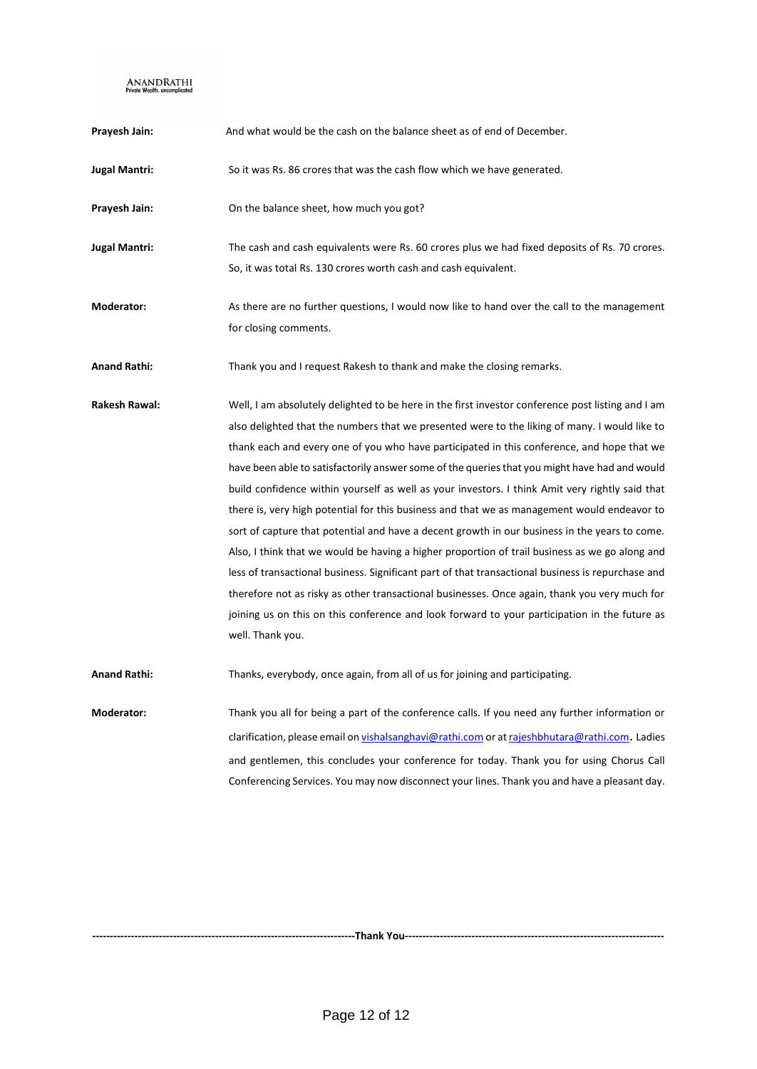**Prayesh Jain:** And what would be the cash on the balance sheet as of end of December.

**Jugal Mantri:** So it was Rs. 86 crores that was the cash flow which we have generated.

**Prayesh Jain:** On the balance sheet, how much you got?

**Jugal Mantri:** The cash and cash equivalents were Rs. 60 crores plus we had fixed deposits of Rs. 70 crores. So, it was total Rs. 130 crores worth cash and cash equivalent.

**Moderator:** As there are no further questions, I would now like to hand over the call to the management for closing comments.

**Anand Rathi:** Thank you and I request Rakesh to thank and make the closing remarks.

**Rakesh Rawal:** Well, I am absolutely delighted to be here in the first investor conference post listing and I am also delighted that the numbers that we presented were to the liking of many. I would like to thank each and every one of you who have participated in this conference, and hope that we have been able to satisfactorily answer some of the queries that you might have had and would build confidence within yourself as well as your investors. I think Amit very rightly said that there is, very high potential for this business and that we as management would endeavor to sort of capture that potential and have a decent growth in our business in the years to come. Also, I think that we would be having a higher proportion of trail business as we go along and less of transactional business. Significant part of that transactional business is repurchase and therefore not as risky as other transactional businesses. Once again, thank you very much for joining us on this on this conference and look forward to your participation in the future as well. Thank you.

**Anand Rathi:** Thanks, everybody, once again, from all of us for joining and participating.

**Moderator:** Thank you all for being a part of the conference calls. If you need any further information or clarification, please email on vishalsanghavi@rathi.com or at rajeshbhutara@rathi.com**.** Ladies and gentlemen, this concludes your conference for today. Thank you for using Chorus Call Conferencing Services. You may now disconnect your lines. Thank you and have a pleasant day.

**---------------------------------------------------------------------------Thank You---------------------------------------------------------------------------**